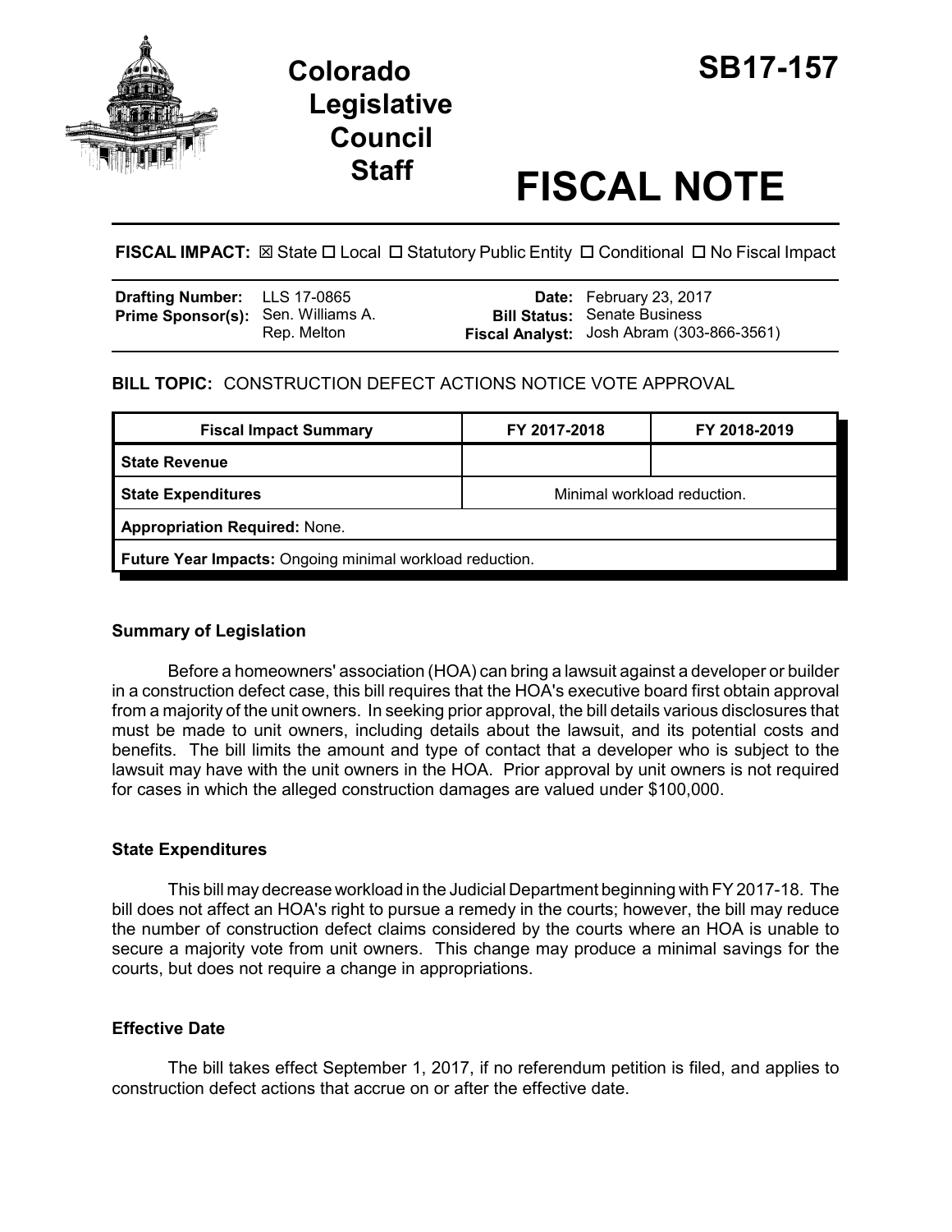# Colorado Legislative Council Staff

# SB17-157

# FISCAL NOTE

**FISCAL IMPACT:** ☒ State ☐ Local ☐ Statutory Public Entity ☐ Conditional ☐ No Fiscal Impact

| | | | |
|---|---|---|---|
| **Drafting Number:** | LLS 17-0865 | **Date:** | February 23, 2017 |
| **Prime Sponsor(s):** | Sen. Williams A.<br>Rep. Melton | **Bill Status:** | Senate Business |
| | | **Fiscal Analyst:** | Josh Abram (303-866-3561) |

**BILL TOPIC:** CONSTRUCTION DEFECT ACTIONS NOTICE VOTE APPROVAL

| Fiscal Impact Summary | FY 2017-2018 | FY 2018-2019 |
|---|---|---|
| **State Revenue** | | |
| **State Expenditures** | Minimal workload reduction. | |
| **Appropriation Required:** None. | | |
| **Future Year Impacts:** Ongoing minimal workload reduction. | | |

### Summary of Legislation

Before a homeowners' association (HOA) can bring a lawsuit against a developer or builder in a construction defect case, this bill requires that the HOA's executive board first obtain approval from a majority of the unit owners. In seeking prior approval, the bill details various disclosures that must be made to unit owners, including details about the lawsuit, and its potential costs and benefits. The bill limits the amount and type of contact that a developer who is subject to the lawsuit may have with the unit owners in the HOA. Prior approval by unit owners is not required for cases in which the alleged construction damages are valued under $100,000.

### State Expenditures

This bill may decrease workload in the Judicial Department beginning with FY 2017-18. The bill does not affect an HOA's right to pursue a remedy in the courts; however, the bill may reduce the number of construction defect claims considered by the courts where an HOA is unable to secure a majority vote from unit owners. This change may produce a minimal savings for the courts, but does not require a change in appropriations.

### Effective Date

The bill takes effect September 1, 2017, if no referendum petition is filed, and applies to construction defect actions that accrue on or after the effective date.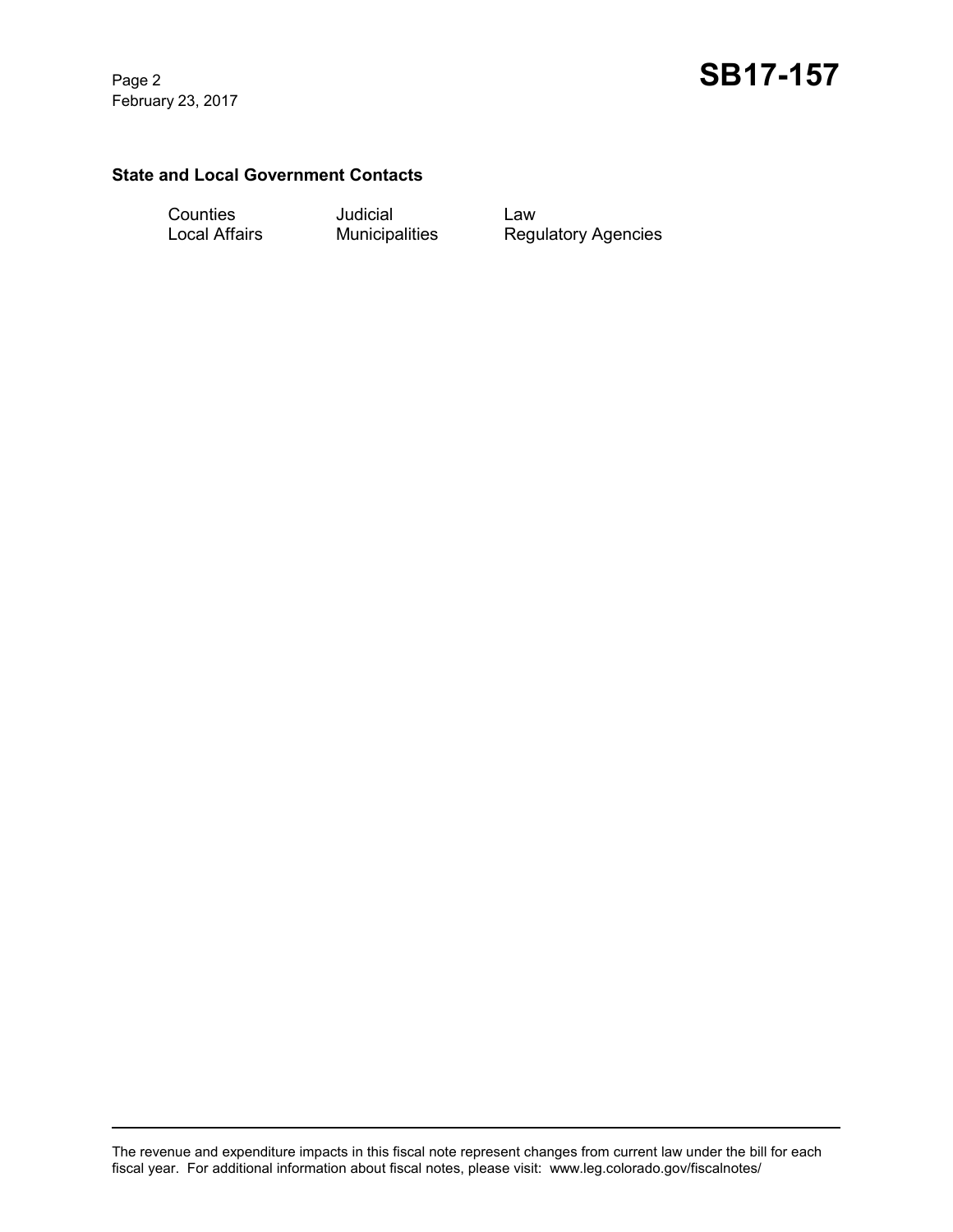**State and Local Government Contacts**

| | | |
|---|---|---|
| Counties | Judicial | Law |
| Local Affairs | Municipalities | Regulatory Agencies |

The revenue and expenditure impacts in this fiscal note represent changes from current law under the bill for each fiscal year. For additional information about fiscal notes, please visit: www.leg.colorado.gov/fiscalnotes/